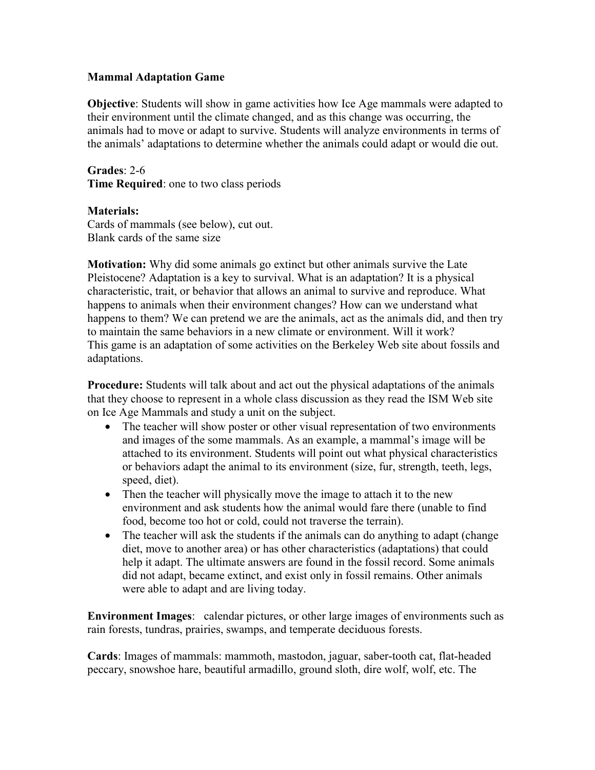# Mammal Adaptation Game

**Objective**: Students will show in game activities how Ice Age mammals were adapted to their environment until the climate changed, and as this change was occurring, the animals had to move or adapt to survive. Students will analyze environments in terms of the animals' adaptations to determine whether the animals could adapt or would die out.

**Grades**: 2-6
**Time Required**: one to two class periods

**Materials:**
Cards of mammals (see below), cut out.
Blank cards of the same size

**Motivation:** Why did some animals go extinct but other animals survive the Late Pleistocene? Adaptation is a key to survival. What is an adaptation? It is a physical characteristic, trait, or behavior that allows an animal to survive and reproduce. What happens to animals when their environment changes? How can we understand what happens to them? We can pretend we are the animals, act as the animals did, and then try to maintain the same behaviors in a new climate or environment. Will it work?
This game is an adaptation of some activities on the Berkeley Web site about fossils and adaptations.

**Procedure:** Students will talk about and act out the physical adaptations of the animals that they choose to represent in a whole class discussion as they read the ISM Web site on Ice Age Mammals and study a unit on the subject.

- The teacher will show poster or other visual representation of two environments and images of the some mammals. As an example, a mammal's image will be attached to its environment. Students will point out what physical characteristics or behaviors adapt the animal to its environment (size, fur, strength, teeth, legs, speed, diet).
- Then the teacher will physically move the image to attach it to the new environment and ask students how the animal would fare there (unable to find food, become too hot or cold, could not traverse the terrain).
- The teacher will ask the students if the animals can do anything to adapt (change diet, move to another area) or has other characteristics (adaptations) that could help it adapt. The ultimate answers are found in the fossil record. Some animals did not adapt, became extinct, and exist only in fossil remains. Other animals were able to adapt and are living today.

**Environment Images**: calendar pictures, or other large images of environments such as rain forests, tundras, prairies, swamps, and temperate deciduous forests.

**Cards**: Images of mammals: mammoth, mastodon, jaguar, saber-tooth cat, flat-headed peccary, snowshoe hare, beautiful armadillo, ground sloth, dire wolf, wolf, etc. The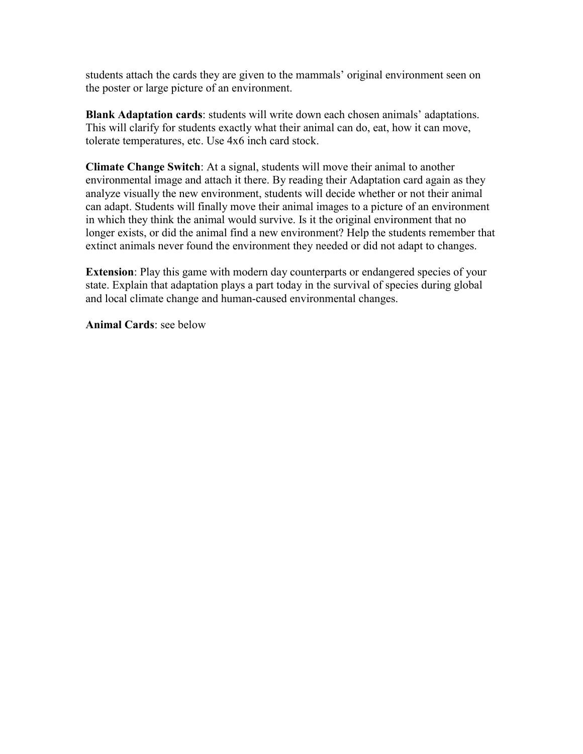students attach the cards they are given to the mammals' original environment seen on the poster or large picture of an environment.

**Blank Adaptation cards**: students will write down each chosen animals' adaptations. This will clarify for students exactly what their animal can do, eat, how it can move, tolerate temperatures, etc. Use 4x6 inch card stock.

**Climate Change Switch**: At a signal, students will move their animal to another environmental image and attach it there. By reading their Adaptation card again as they analyze visually the new environment, students will decide whether or not their animal can adapt. Students will finally move their animal images to a picture of an environment in which they think the animal would survive. Is it the original environment that no longer exists, or did the animal find a new environment? Help the students remember that extinct animals never found the environment they needed or did not adapt to changes.

**Extension**: Play this game with modern day counterparts or endangered species of your state. Explain that adaptation plays a part today in the survival of species during global and local climate change and human-caused environmental changes.

**Animal Cards**: see below